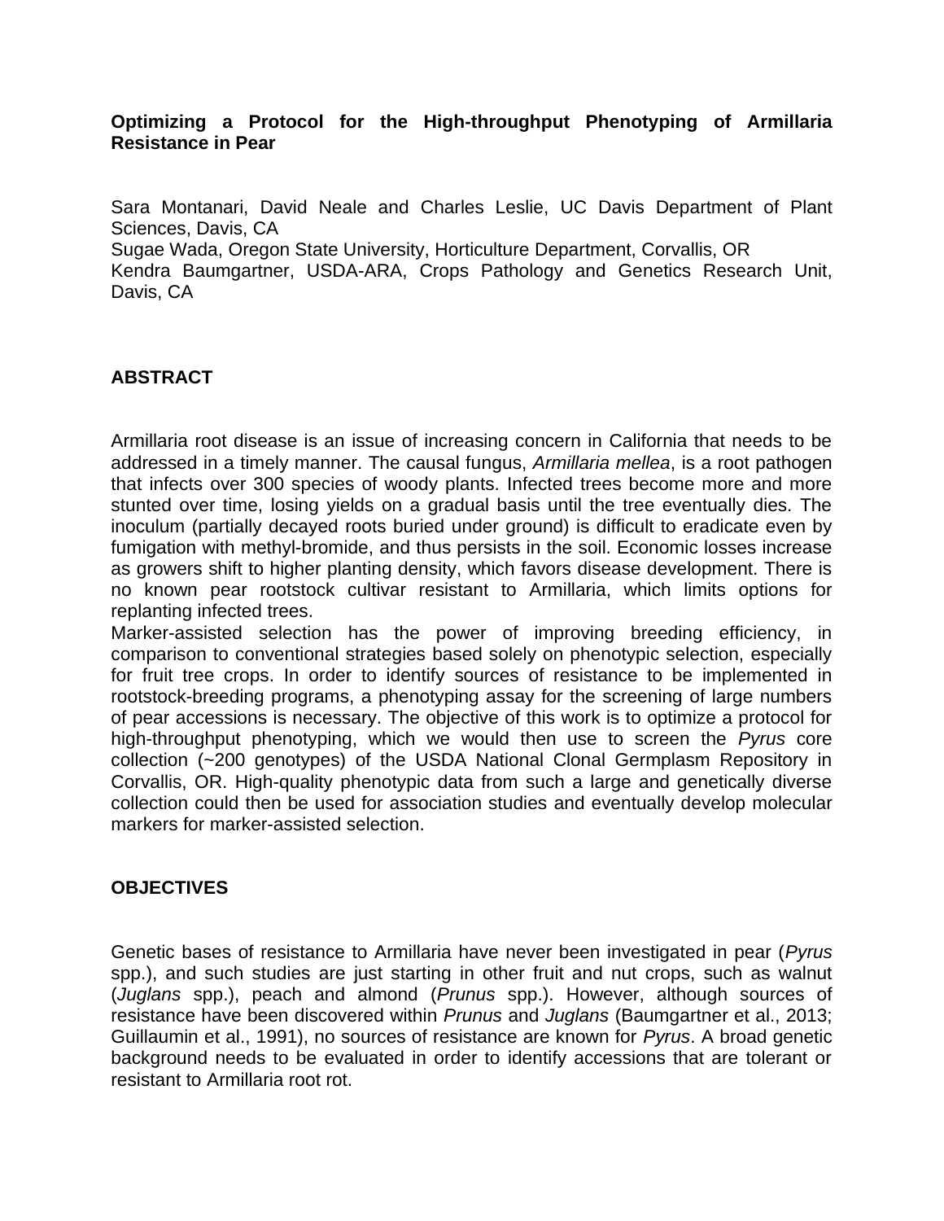# Optimizing a Protocol for the High-throughput Phenotyping of Armillaria Resistance in Pear

Sara Montanari, David Neale and Charles Leslie, UC Davis Department of Plant Sciences, Davis, CA
Sugae Wada, Oregon State University, Horticulture Department, Corvallis, OR
Kendra Baumgartner, USDA-ARA, Crops Pathology and Genetics Research Unit, Davis, CA

## ABSTRACT

Armillaria root disease is an issue of increasing concern in California that needs to be addressed in a timely manner. The causal fungus, *Armillaria mellea*, is a root pathogen that infects over 300 species of woody plants. Infected trees become more and more stunted over time, losing yields on a gradual basis until the tree eventually dies. The inoculum (partially decayed roots buried under ground) is difficult to eradicate even by fumigation with methyl-bromide, and thus persists in the soil. Economic losses increase as growers shift to higher planting density, which favors disease development. There is no known pear rootstock cultivar resistant to Armillaria, which limits options for replanting infected trees.

Marker-assisted selection has the power of improving breeding efficiency, in comparison to conventional strategies based solely on phenotypic selection, especially for fruit tree crops. In order to identify sources of resistance to be implemented in rootstock-breeding programs, a phenotyping assay for the screening of large numbers of pear accessions is necessary. The objective of this work is to optimize a protocol for high-throughput phenotyping, which we would then use to screen the *Pyrus* core collection (~200 genotypes) of the USDA National Clonal Germplasm Repository in Corvallis, OR. High-quality phenotypic data from such a large and genetically diverse collection could then be used for association studies and eventually develop molecular markers for marker-assisted selection.

## OBJECTIVES

Genetic bases of resistance to Armillaria have never been investigated in pear (*Pyrus* spp.), and such studies are just starting in other fruit and nut crops, such as walnut (*Juglans* spp.), peach and almond (*Prunus* spp.). However, although sources of resistance have been discovered within *Prunus* and *Juglans* (Baumgartner et al., 2013; Guillaumin et al., 1991), no sources of resistance are known for *Pyrus*. A broad genetic background needs to be evaluated in order to identify accessions that are tolerant or resistant to Armillaria root rot.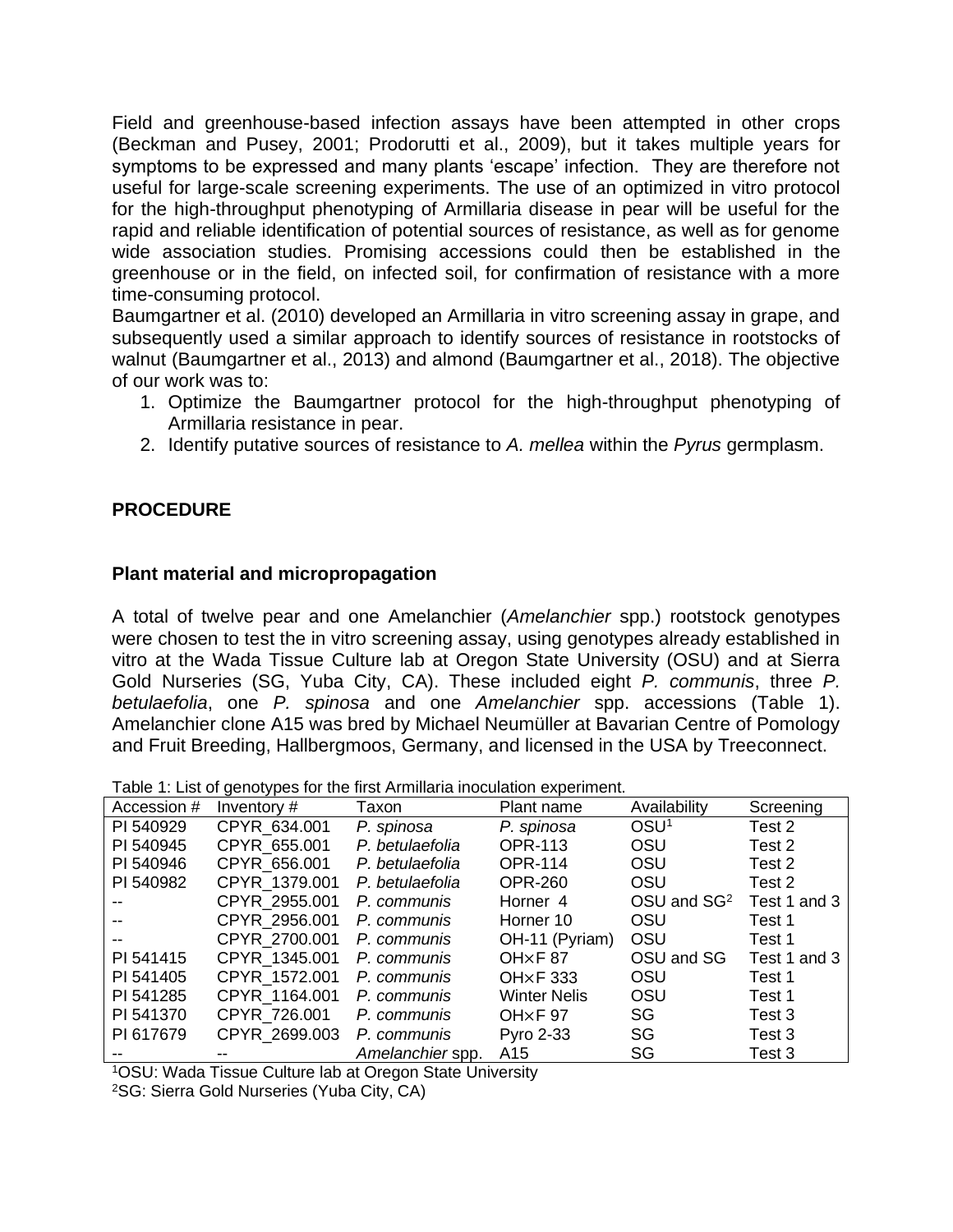Field and greenhouse-based infection assays have been attempted in other crops (Beckman and Pusey, 2001; Prodorutti et al., 2009), but it takes multiple years for symptoms to be expressed and many plants 'escape' infection. They are therefore not useful for large-scale screening experiments. The use of an optimized in vitro protocol for the high-throughput phenotyping of Armillaria disease in pear will be useful for the rapid and reliable identification of potential sources of resistance, as well as for genome wide association studies. Promising accessions could then be established in the greenhouse or in the field, on infected soil, for confirmation of resistance with a more time-consuming protocol.

Baumgartner et al. (2010) developed an Armillaria in vitro screening assay in grape, and subsequently used a similar approach to identify sources of resistance in rootstocks of walnut (Baumgartner et al., 2013) and almond (Baumgartner et al., 2018). The objective of our work was to:

1. Optimize the Baumgartner protocol for the high-throughput phenotyping of Armillaria resistance in pear.
2. Identify putative sources of resistance to *A. mellea* within the *Pyrus* germplasm.

## PROCEDURE

### Plant material and micropropagation

A total of twelve pear and one Amelanchier (*Amelanchier* spp.) rootstock genotypes were chosen to test the in vitro screening assay, using genotypes already established in vitro at the Wada Tissue Culture lab at Oregon State University (OSU) and at Sierra Gold Nurseries (SG, Yuba City, CA). These included eight *P. communis*, three *P. betulaefolia*, one *P. spinosa* and one *Amelanchier* spp. accessions (Table 1). Amelanchier clone A15 was bred by Michael Neumüller at Bavarian Centre of Pomology and Fruit Breeding, Hallbergmoos, Germany, and licensed in the USA by Treeconnect.

Table 1: List of genotypes for the first Armillaria inoculation experiment.

| Accession # | Inventory # | Taxon | Plant name | Availability | Screening |
|---|---|---|---|---|---|
| PI 540929 | CPYR_634.001 | *P. spinosa* | *P. spinosa* | OSU[1] | Test 2 |
| PI 540945 | CPYR_655.001 | *P. betulaefolia* | OPR-113 | OSU | Test 2 |
| PI 540946 | CPYR_656.001 | *P. betulaefolia* | OPR-114 | OSU | Test 2 |
| PI 540982 | CPYR_1379.001 | *P. betulaefolia* | OPR-260 | OSU | Test 2 |
| -- | CPYR_2955.001 | *P. communis* | Horner 4 | OSU and SG[2] | Test 1 and 3 |
| -- | CPYR_2956.001 | *P. communis* | Horner 10 | OSU | Test 1 |
| -- | CPYR_2700.001 | *P. communis* | OH-11 (Pyriam) | OSU | Test 1 |
| PI 541415 | CPYR_1345.001 | *P. communis* | OH×F 87 | OSU and SG | Test 1 and 3 |
| PI 541405 | CPYR_1572.001 | *P. communis* | OH×F 333 | OSU | Test 1 |
| PI 541285 | CPYR_1164.001 | *P. communis* | Winter Nelis | OSU | Test 1 |
| PI 541370 | CPYR_726.001 | *P. communis* | OH×F 97 | SG | Test 3 |
| PI 617679 | CPYR_2699.003 | *P. communis* | Pyro 2-33 | SG | Test 3 |
| -- | -- | *Amelanchier* spp. | A15 | SG | Test 3 |

[1]OSU: Wada Tissue Culture lab at Oregon State University
[2]SG: Sierra Gold Nurseries (Yuba City, CA)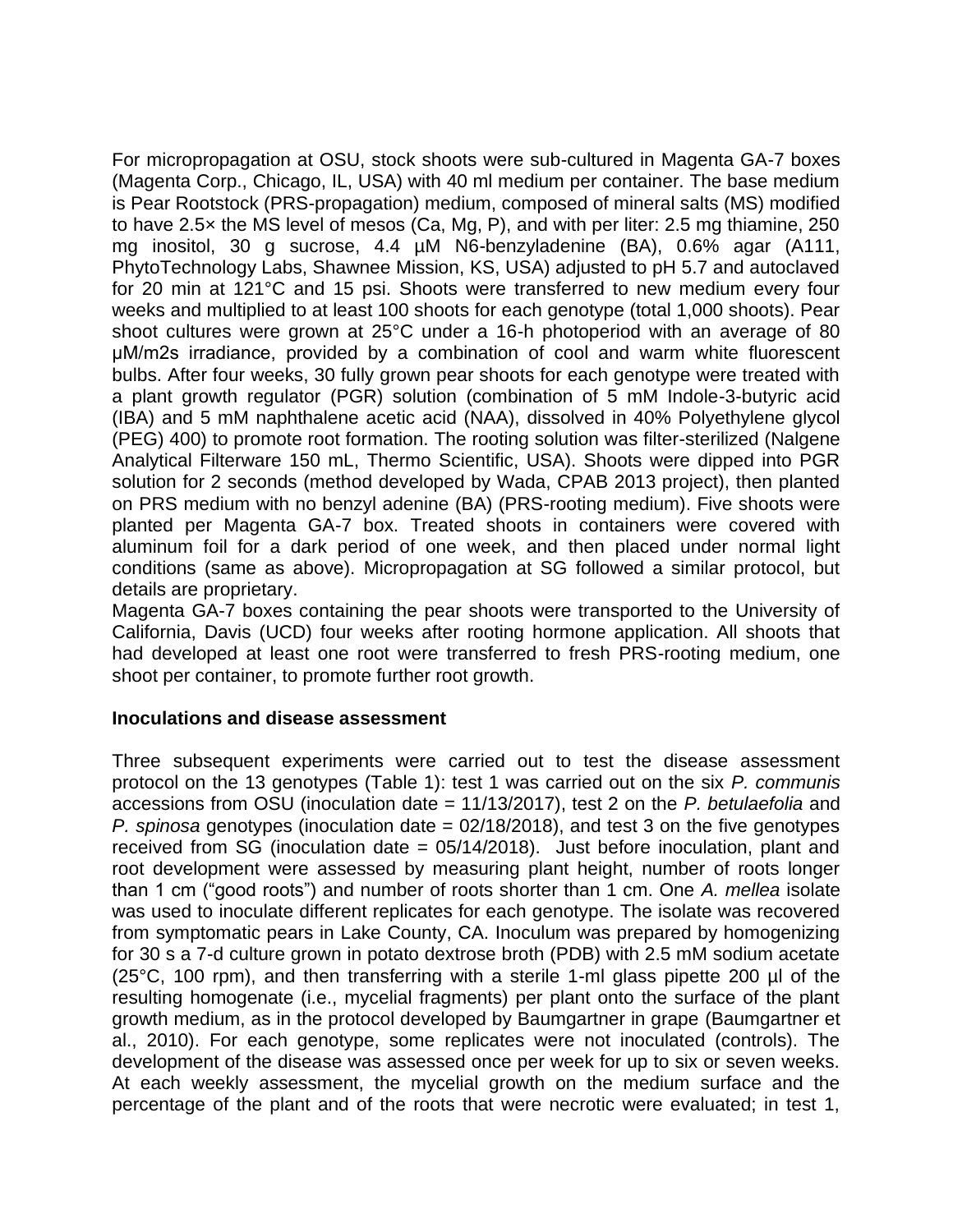For micropropagation at OSU, stock shoots were sub-cultured in Magenta GA-7 boxes (Magenta Corp., Chicago, IL, USA) with 40 ml medium per container. The base medium is Pear Rootstock (PRS-propagation) medium, composed of mineral salts (MS) modified to have 2.5× the MS level of mesos (Ca, Mg, P), and with per liter: 2.5 mg thiamine, 250 mg inositol, 30 g sucrose, 4.4 µM N6-benzyladenine (BA), 0.6% agar (A111, PhytoTechnology Labs, Shawnee Mission, KS, USA) adjusted to pH 5.7 and autoclaved for 20 min at 121°C and 15 psi. Shoots were transferred to new medium every four weeks and multiplied to at least 100 shoots for each genotype (total 1,000 shoots). Pear shoot cultures were grown at 25°C under a 16-h photoperiod with an average of 80 µM/m2s irradiance, provided by a combination of cool and warm white fluorescent bulbs. After four weeks, 30 fully grown pear shoots for each genotype were treated with a plant growth regulator (PGR) solution (combination of 5 mM Indole-3-butyric acid (IBA) and 5 mM naphthalene acetic acid (NAA), dissolved in 40% Polyethylene glycol (PEG) 400) to promote root formation. The rooting solution was filter-sterilized (Nalgene Analytical Filterware 150 mL, Thermo Scientific, USA). Shoots were dipped into PGR solution for 2 seconds (method developed by Wada, CPAB 2013 project), then planted on PRS medium with no benzyl adenine (BA) (PRS-rooting medium). Five shoots were planted per Magenta GA-7 box. Treated shoots in containers were covered with aluminum foil for a dark period of one week, and then placed under normal light conditions (same as above). Micropropagation at SG followed a similar protocol, but details are proprietary.

Magenta GA-7 boxes containing the pear shoots were transported to the University of California, Davis (UCD) four weeks after rooting hormone application. All shoots that had developed at least one root were transferred to fresh PRS-rooting medium, one shoot per container, to promote further root growth.

**Inoculations and disease assessment**

Three subsequent experiments were carried out to test the disease assessment protocol on the 13 genotypes (Table 1): test 1 was carried out on the six *P. communis* accessions from OSU (inoculation date = 11/13/2017), test 2 on the *P. betulaefolia* and *P. spinosa* genotypes (inoculation date = 02/18/2018), and test 3 on the five genotypes received from SG (inoculation date = 05/14/2018). Just before inoculation, plant and root development were assessed by measuring plant height, number of roots longer than 1 cm ("good roots") and number of roots shorter than 1 cm. One *A. mellea* isolate was used to inoculate different replicates for each genotype. The isolate was recovered from symptomatic pears in Lake County, CA. Inoculum was prepared by homogenizing for 30 s a 7-d culture grown in potato dextrose broth (PDB) with 2.5 mM sodium acetate (25°C, 100 rpm), and then transferring with a sterile 1-ml glass pipette 200 µl of the resulting homogenate (i.e., mycelial fragments) per plant onto the surface of the plant growth medium, as in the protocol developed by Baumgartner in grape (Baumgartner et al., 2010). For each genotype, some replicates were not inoculated (controls). The development of the disease was assessed once per week for up to six or seven weeks. At each weekly assessment, the mycelial growth on the medium surface and the percentage of the plant and of the roots that were necrotic were evaluated; in test 1,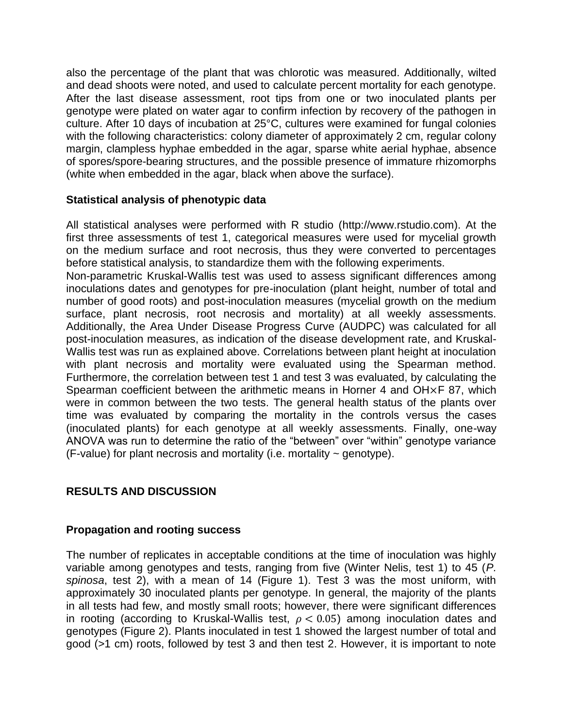also the percentage of the plant that was chlorotic was measured. Additionally, wilted and dead shoots were noted, and used to calculate percent mortality for each genotype. After the last disease assessment, root tips from one or two inoculated plants per genotype were plated on water agar to confirm infection by recovery of the pathogen in culture. After 10 days of incubation at 25°C, cultures were examined for fungal colonies with the following characteristics: colony diameter of approximately 2 cm, regular colony margin, clampless hyphae embedded in the agar, sparse white aerial hyphae, absence of spores/spore-bearing structures, and the possible presence of immature rhizomorphs (white when embedded in the agar, black when above the surface).

### Statistical analysis of phenotypic data

All statistical analyses were performed with R studio (http://www.rstudio.com). At the first three assessments of test 1, categorical measures were used for mycelial growth on the medium surface and root necrosis, thus they were converted to percentages before statistical analysis, to standardize them with the following experiments.
Non-parametric Kruskal-Wallis test was used to assess significant differences among inoculations dates and genotypes for pre-inoculation (plant height, number of total and number of good roots) and post-inoculation measures (mycelial growth on the medium surface, plant necrosis, root necrosis and mortality) at all weekly assessments. Additionally, the Area Under Disease Progress Curve (AUDPC) was calculated for all post-inoculation measures, as indication of the disease development rate, and Kruskal-Wallis test was run as explained above. Correlations between plant height at inoculation with plant necrosis and mortality were evaluated using the Spearman method. Furthermore, the correlation between test 1 and test 3 was evaluated, by calculating the Spearman coefficient between the arithmetic means in Horner 4 and OH×F 87, which were in common between the two tests. The general health status of the plants over time was evaluated by comparing the mortality in the controls versus the cases (inoculated plants) for each genotype at all weekly assessments. Finally, one-way ANOVA was run to determine the ratio of the "between" over "within" genotype variance (F-value) for plant necrosis and mortality (i.e. mortality ~ genotype).

## RESULTS AND DISCUSSION

### Propagation and rooting success

The number of replicates in acceptable conditions at the time of inoculation was highly variable among genotypes and tests, ranging from five (Winter Nelis, test 1) to 45 (*P. spinosa*, test 2), with a mean of 14 (Figure 1). Test 3 was the most uniform, with approximately 30 inoculated plants per genotype. In general, the majority of the plants in all tests had few, and mostly small roots; however, there were significant differences in rooting (according to Kruskal-Wallis test, $\rho < 0.05$) among inoculation dates and genotypes (Figure 2). Plants inoculated in test 1 showed the largest number of total and good (>1 cm) roots, followed by test 3 and then test 2. However, it is important to note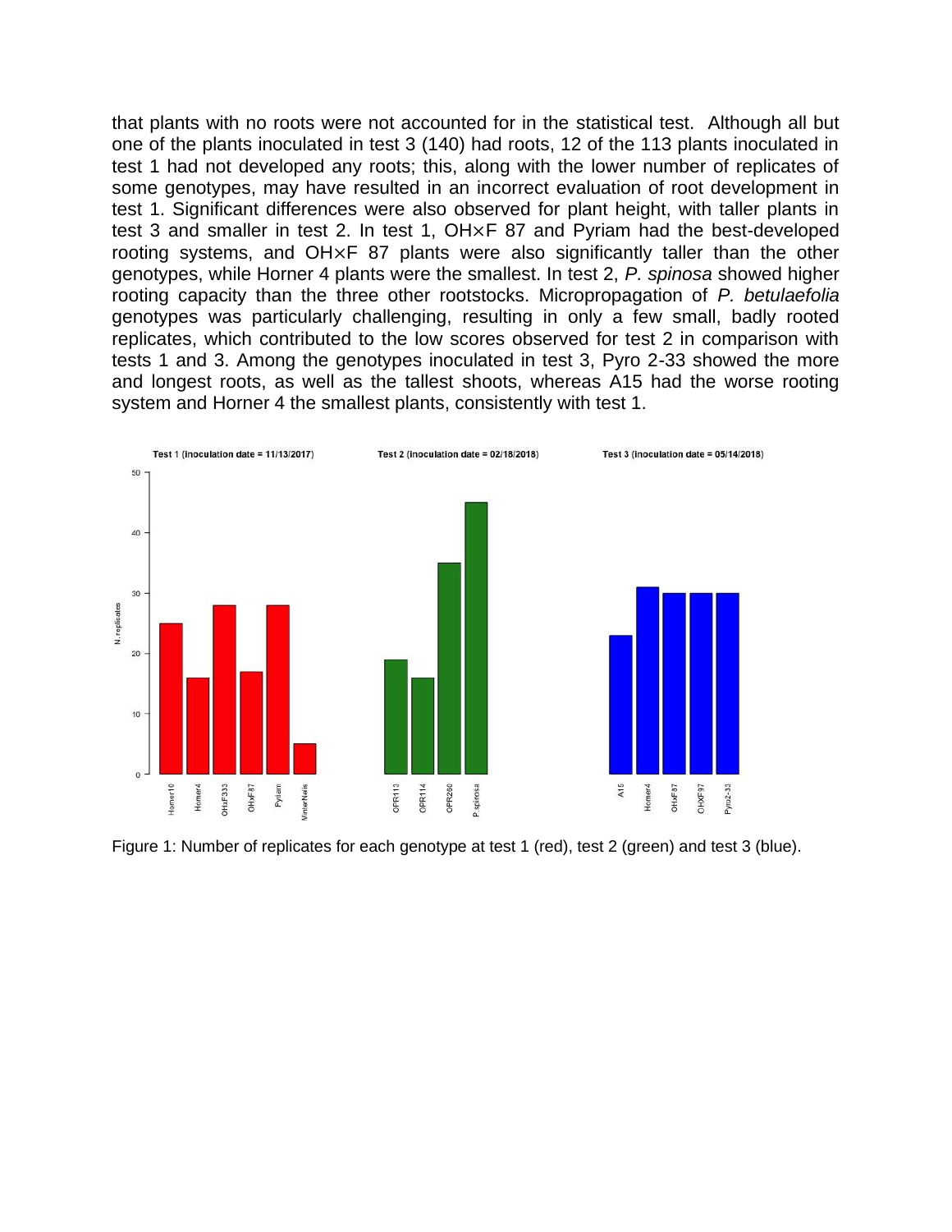that plants with no roots were not accounted for in the statistical test. Although all but one of the plants inoculated in test 3 (140) had roots, 12 of the 113 plants inoculated in test 1 had not developed any roots; this, along with the lower number of replicates of some genotypes, may have resulted in an incorrect evaluation of root development in test 1. Significant differences were also observed for plant height, with taller plants in test 3 and smaller in test 2. In test 1, OH×F 87 and Pyriam had the best-developed rooting systems, and OH×F 87 plants were also significantly taller than the other genotypes, while Horner 4 plants were the smallest. In test 2, *P. spinosa* showed higher rooting capacity than the three other rootstocks. Micropropagation of *P. betulaefolia* genotypes was particularly challenging, resulting in only a few small, badly rooted replicates, which contributed to the low scores observed for test 2 in comparison with tests 1 and 3. Among the genotypes inoculated in test 3, Pyro 2-33 showed the more and longest roots, as well as the tallest shoots, whereas A15 had the worse rooting system and Horner 4 the smallest plants, consistently with test 1.

Figure 1: Number of replicates for each genotype at test 1 (red), test 2 (green) and test 3 (blue).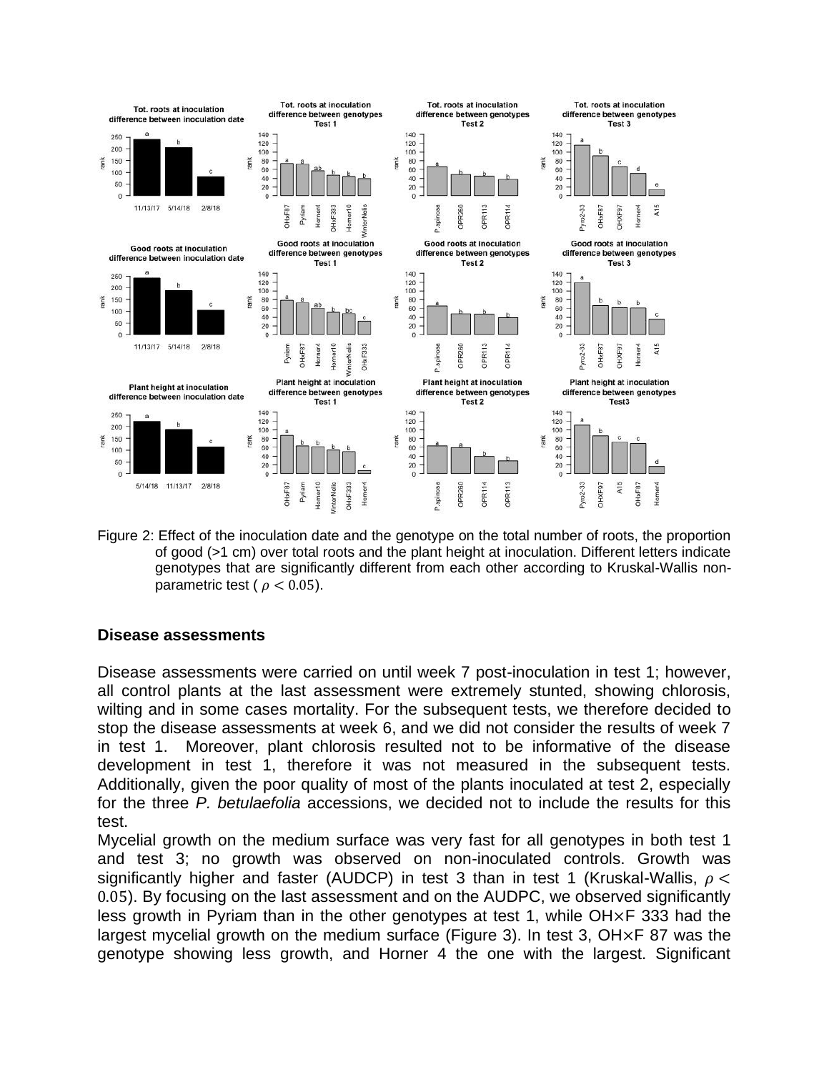Figure 2: Effect of the inoculation date and the genotype on the total number of roots, the proportion of good (>1 cm) over total roots and the plant height at inoculation. Different letters indicate genotypes that are significantly different from each other according to Kruskal-Wallis non-parametric test ( $\rho < 0.05$).

### Disease assessments

Disease assessments were carried on until week 7 post-inoculation in test 1; however, all control plants at the last assessment were extremely stunted, showing chlorosis, wilting and in some cases mortality. For the subsequent tests, we therefore decided to stop the disease assessments at week 6, and we did not consider the results of week 7 in test 1. Moreover, plant chlorosis resulted not to be informative of the disease development in test 1, therefore it was not measured in the subsequent tests. Additionally, given the poor quality of most of the plants inoculated at test 2, especially for the three *P. betulaefolia* accessions, we decided not to include the results for this test.

Mycelial growth on the medium surface was very fast for all genotypes in both test 1 and test 3; no growth was observed on non-inoculated controls. Growth was significantly higher and faster (AUDCP) in test 3 than in test 1 (Kruskal-Wallis, $\rho < 0.05$). By focusing on the last assessment and on the AUDPC, we observed significantly less growth in Pyriam than in the other genotypes at test 1, while OH×F 333 had the largest mycelial growth on the medium surface (Figure 3). In test 3, OH×F 87 was the genotype showing less growth, and Horner 4 the one with the largest. Significant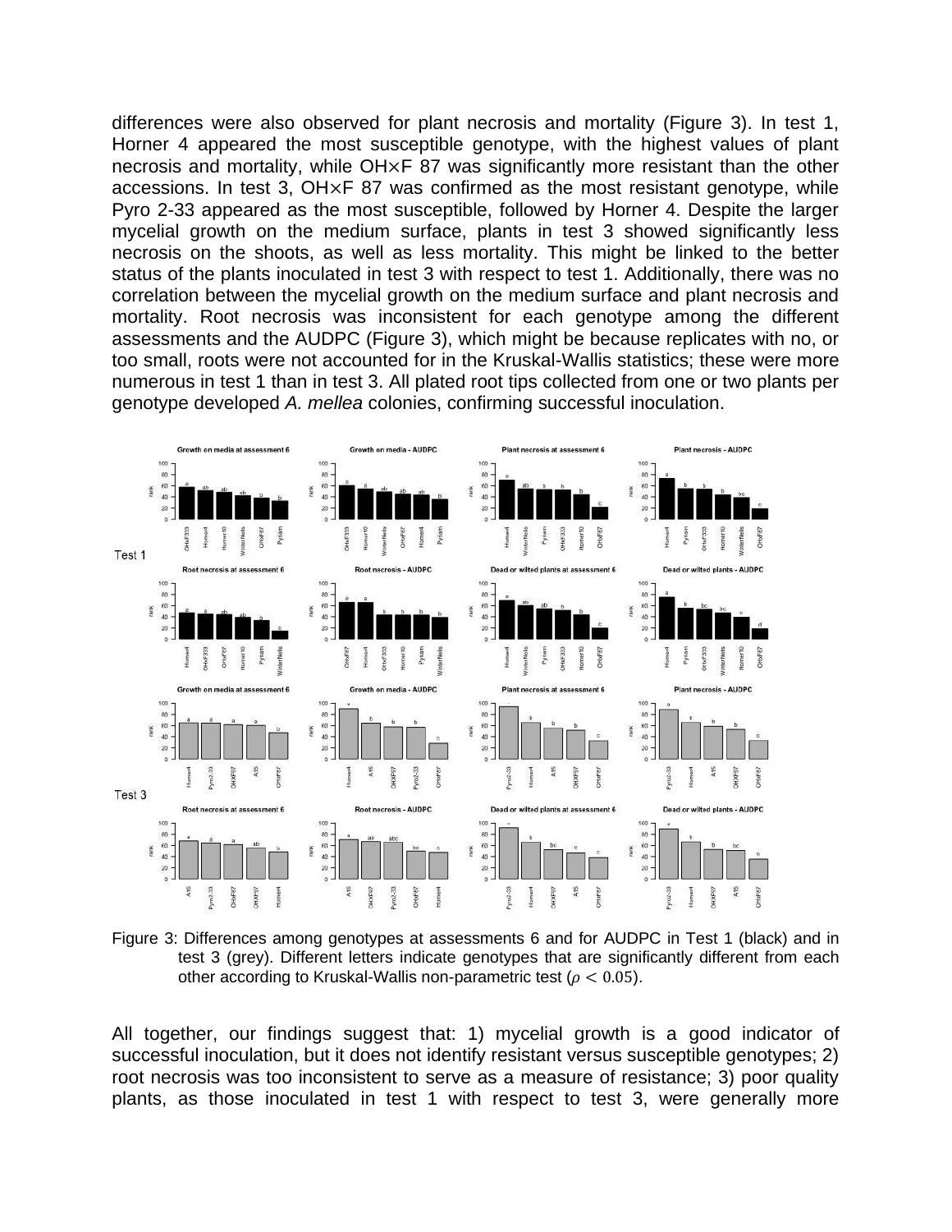differences were also observed for plant necrosis and mortality (Figure 3). In test 1, Horner 4 appeared the most susceptible genotype, with the highest values of plant necrosis and mortality, while OH×F 87 was significantly more resistant than the other accessions. In test 3, OH×F 87 was confirmed as the most resistant genotype, while Pyro 2-33 appeared as the most susceptible, followed by Horner 4. Despite the larger mycelial growth on the medium surface, plants in test 3 showed significantly less necrosis on the shoots, as well as less mortality. This might be linked to the better status of the plants inoculated in test 3 with respect to test 1. Additionally, there was no correlation between the mycelial growth on the medium surface and plant necrosis and mortality. Root necrosis was inconsistent for each genotype among the different assessments and the AUDPC (Figure 3), which might be because replicates with no, or too small, roots were not accounted for in the Kruskal-Wallis statistics; these were more numerous in test 1 than in test 3. All plated root tips collected from one or two plants per genotype developed *A. mellea* colonies, confirming successful inoculation.

Figure 3: Differences among genotypes at assessments 6 and for AUDPC in Test 1 (black) and in test 3 (grey). Different letters indicate genotypes that are significantly different from each other according to Kruskal-Wallis non-parametric test ($\rho < 0.05$).

All together, our findings suggest that: 1) mycelial growth is a good indicator of successful inoculation, but it does not identify resistant versus susceptible genotypes; 2) root necrosis was too inconsistent to serve as a measure of resistance; 3) poor quality plants, as those inoculated in test 1 with respect to test 3, were generally more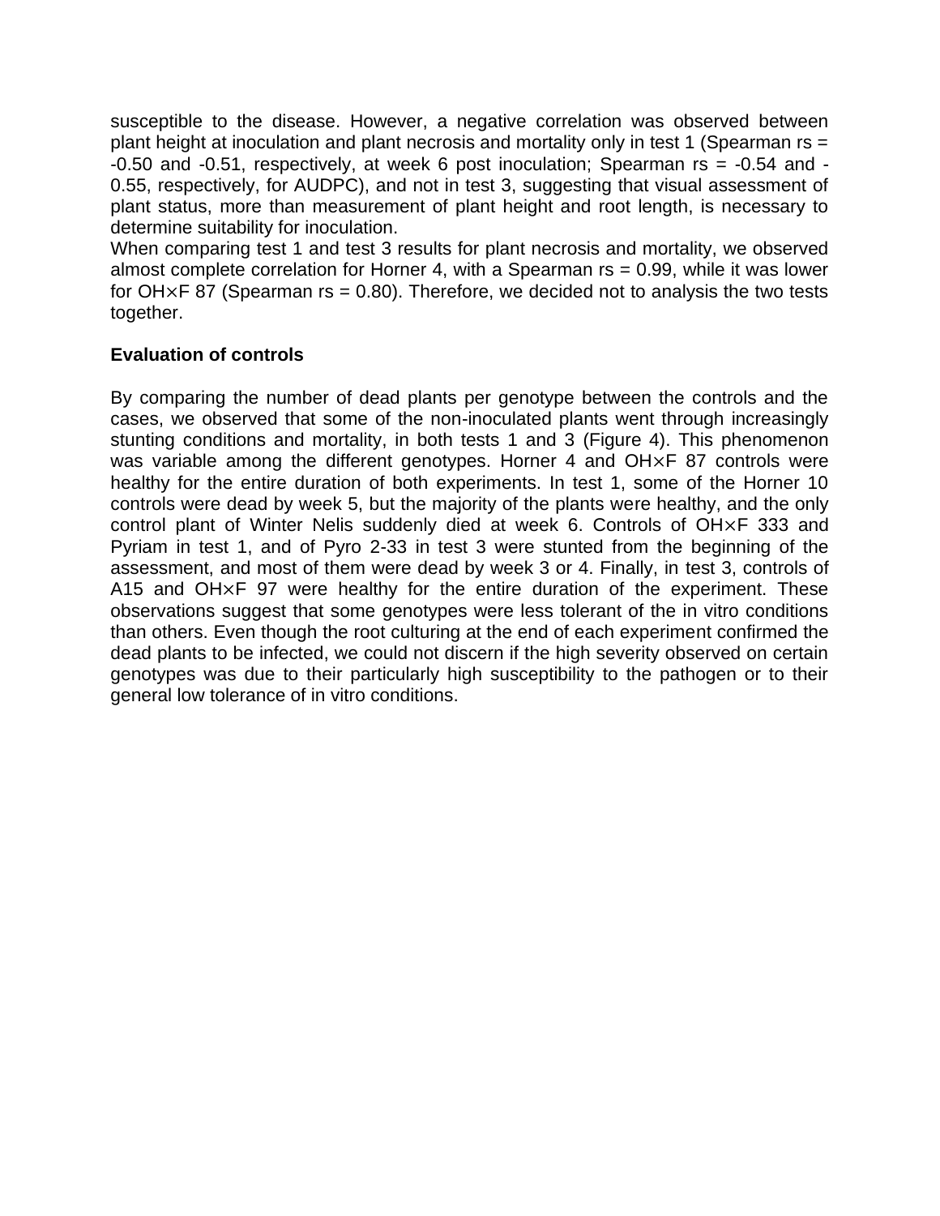susceptible to the disease. However, a negative correlation was observed between plant height at inoculation and plant necrosis and mortality only in test 1 (Spearman rs = -0.50 and -0.51, respectively, at week 6 post inoculation; Spearman rs = -0.54 and -0.55, respectively, for AUDPC), and not in test 3, suggesting that visual assessment of plant status, more than measurement of plant height and root length, is necessary to determine suitability for inoculation.

When comparing test 1 and test 3 results for plant necrosis and mortality, we observed almost complete correlation for Horner 4, with a Spearman rs = 0.99, while it was lower for OH×F 87 (Spearman rs = 0.80). Therefore, we decided not to analysis the two tests together.

**Evaluation of controls**

By comparing the number of dead plants per genotype between the controls and the cases, we observed that some of the non-inoculated plants went through increasingly stunting conditions and mortality, in both tests 1 and 3 (Figure 4). This phenomenon was variable among the different genotypes. Horner 4 and OH×F 87 controls were healthy for the entire duration of both experiments. In test 1, some of the Horner 10 controls were dead by week 5, but the majority of the plants were healthy, and the only control plant of Winter Nelis suddenly died at week 6. Controls of OH×F 333 and Pyriam in test 1, and of Pyro 2-33 in test 3 were stunted from the beginning of the assessment, and most of them were dead by week 3 or 4. Finally, in test 3, controls of A15 and OH×F 97 were healthy for the entire duration of the experiment. These observations suggest that some genotypes were less tolerant of the in vitro conditions than others. Even though the root culturing at the end of each experiment confirmed the dead plants to be infected, we could not discern if the high severity observed on certain genotypes was due to their particularly high susceptibility to the pathogen or to their general low tolerance of in vitro conditions.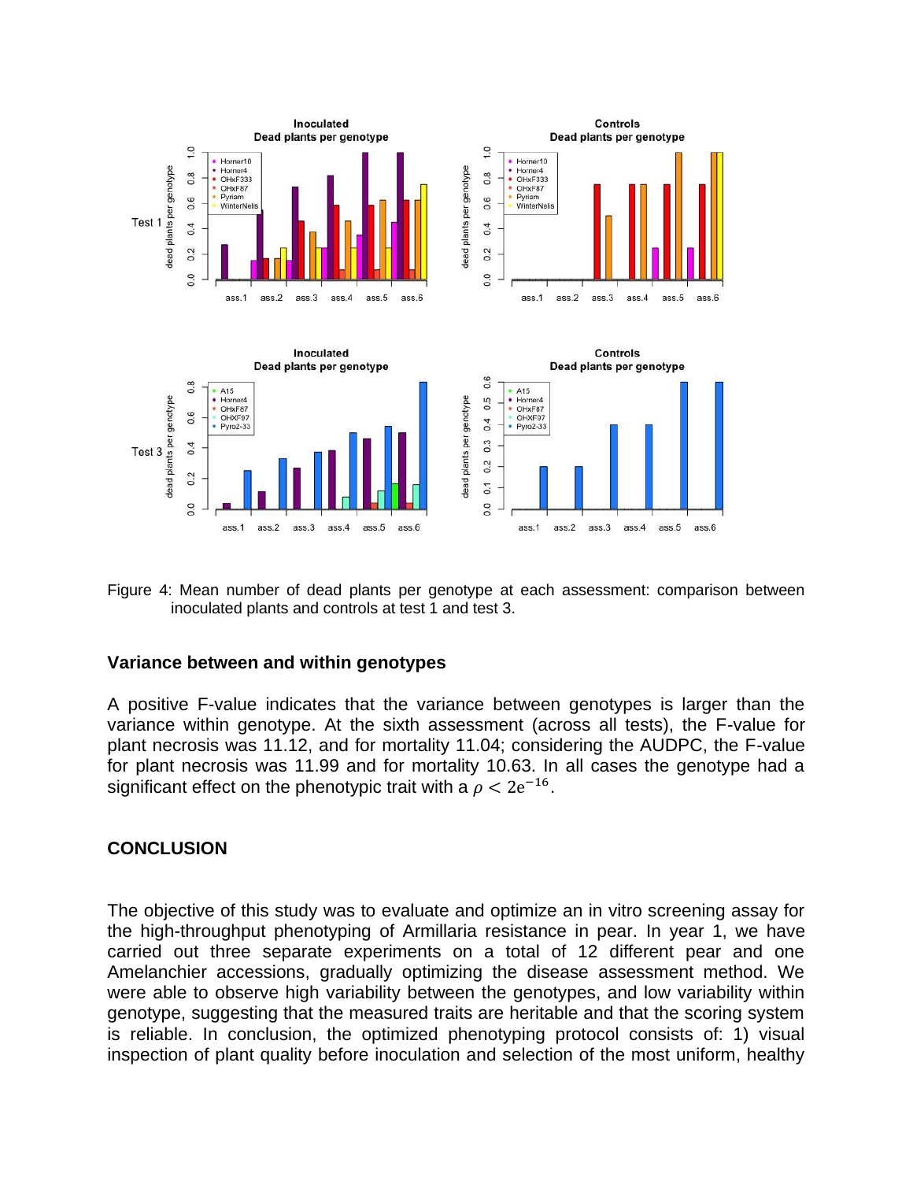Figure 4: Mean number of dead plants per genotype at each assessment: comparison between inoculated plants and controls at test 1 and test 3.

## Variance between and within genotypes

A positive F-value indicates that the variance between genotypes is larger than the variance within genotype. At the sixth assessment (across all tests), the F-value for plant necrosis was 11.12, and for mortality 11.04; considering the AUDPC, the F-value for plant necrosis was 11.99 and for mortality 10.63. In all cases the genotype had a significant effect on the phenotypic trait with a $\rho < 2e^{-16}$.

## CONCLUSION

The objective of this study was to evaluate and optimize an in vitro screening assay for the high-throughput phenotyping of Armillaria resistance in pear. In year 1, we have carried out three separate experiments on a total of 12 different pear and one Amelanchier accessions, gradually optimizing the disease assessment method. We were able to observe high variability between the genotypes, and low variability within genotype, suggesting that the measured traits are heritable and that the scoring system is reliable. In conclusion, the optimized phenotyping protocol consists of: 1) visual inspection of plant quality before inoculation and selection of the most uniform, healthy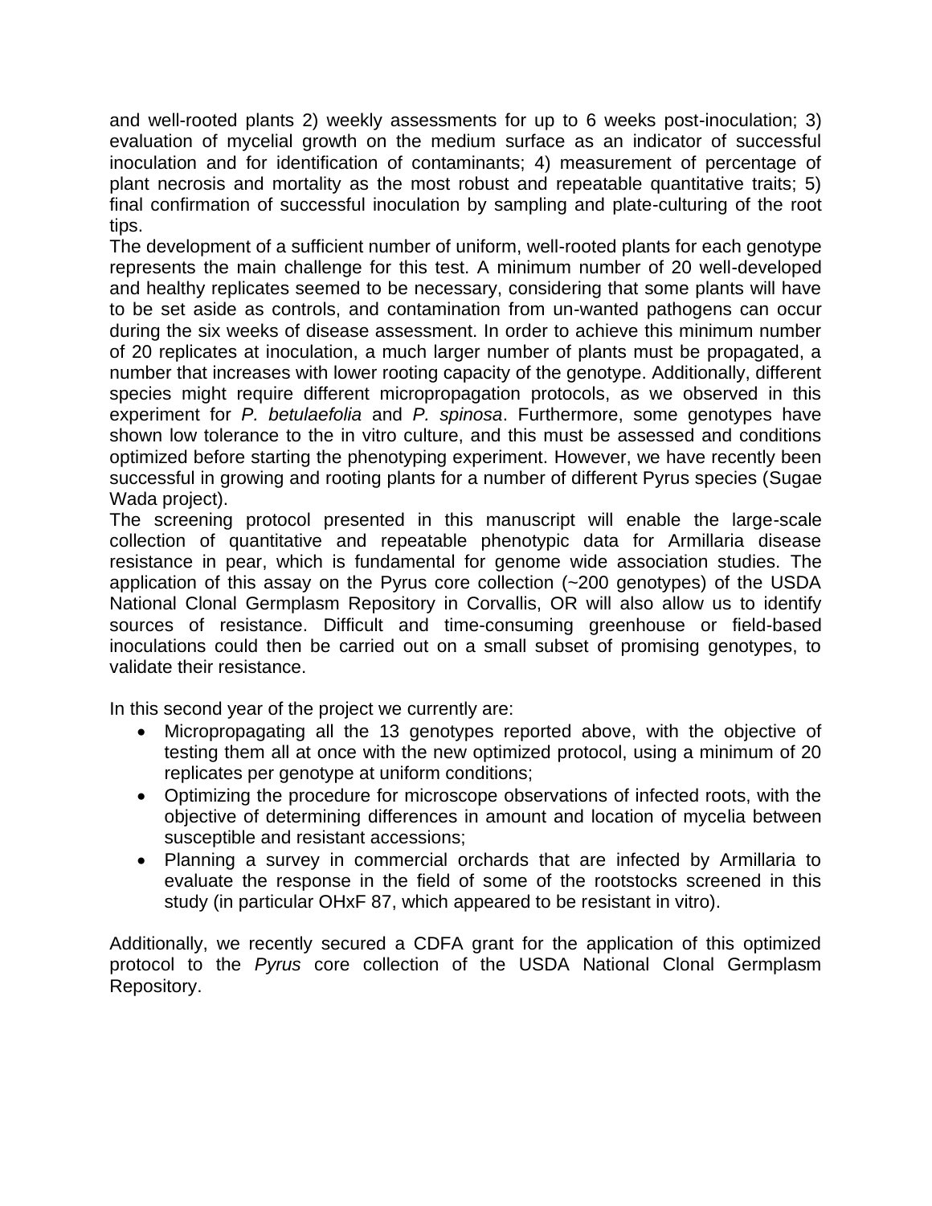and well-rooted plants 2) weekly assessments for up to 6 weeks post-inoculation; 3) evaluation of mycelial growth on the medium surface as an indicator of successful inoculation and for identification of contaminants; 4) measurement of percentage of plant necrosis and mortality as the most robust and repeatable quantitative traits; 5) final confirmation of successful inoculation by sampling and plate-culturing of the root tips.

The development of a sufficient number of uniform, well-rooted plants for each genotype represents the main challenge for this test. A minimum number of 20 well-developed and healthy replicates seemed to be necessary, considering that some plants will have to be set aside as controls, and contamination from un-wanted pathogens can occur during the six weeks of disease assessment. In order to achieve this minimum number of 20 replicates at inoculation, a much larger number of plants must be propagated, a number that increases with lower rooting capacity of the genotype. Additionally, different species might require different micropropagation protocols, as we observed in this experiment for *P. betulaefolia* and *P. spinosa*. Furthermore, some genotypes have shown low tolerance to the in vitro culture, and this must be assessed and conditions optimized before starting the phenotyping experiment. However, we have recently been successful in growing and rooting plants for a number of different Pyrus species (Sugae Wada project).

The screening protocol presented in this manuscript will enable the large-scale collection of quantitative and repeatable phenotypic data for Armillaria disease resistance in pear, which is fundamental for genome wide association studies. The application of this assay on the Pyrus core collection (~200 genotypes) of the USDA National Clonal Germplasm Repository in Corvallis, OR will also allow us to identify sources of resistance. Difficult and time-consuming greenhouse or field-based inoculations could then be carried out on a small subset of promising genotypes, to validate their resistance.

In this second year of the project we currently are:

- Micropropagating all the 13 genotypes reported above, with the objective of testing them all at once with the new optimized protocol, using a minimum of 20 replicates per genotype at uniform conditions;
- Optimizing the procedure for microscope observations of infected roots, with the objective of determining differences in amount and location of mycelia between susceptible and resistant accessions;
- Planning a survey in commercial orchards that are infected by Armillaria to evaluate the response in the field of some of the rootstocks screened in this study (in particular OHxF 87, which appeared to be resistant in vitro).

Additionally, we recently secured a CDFA grant for the application of this optimized protocol to the *Pyrus* core collection of the USDA National Clonal Germplasm Repository.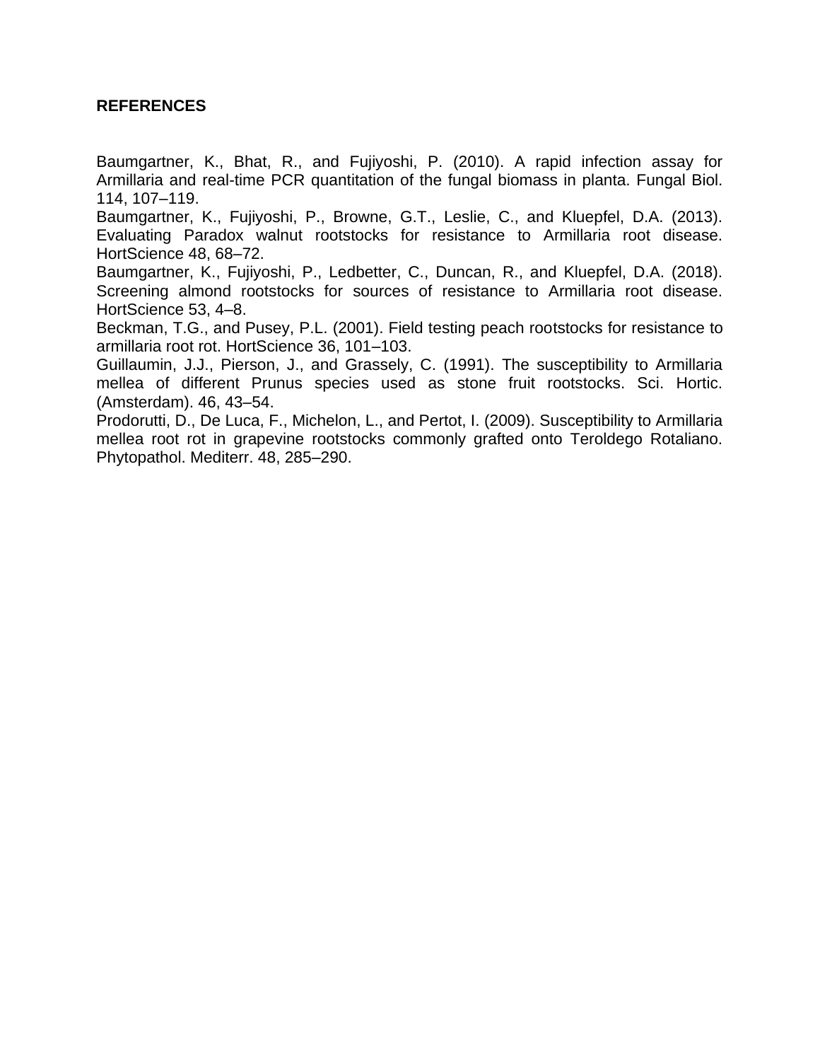## REFERENCES

Baumgartner, K., Bhat, R., and Fujiyoshi, P. (2010). A rapid infection assay for Armillaria and real-time PCR quantitation of the fungal biomass in planta. Fungal Biol. 114, 107–119.

Baumgartner, K., Fujiyoshi, P., Browne, G.T., Leslie, C., and Kluepfel, D.A. (2013). Evaluating Paradox walnut rootstocks for resistance to Armillaria root disease. HortScience 48, 68–72.

Baumgartner, K., Fujiyoshi, P., Ledbetter, C., Duncan, R., and Kluepfel, D.A. (2018). Screening almond rootstocks for sources of resistance to Armillaria root disease. HortScience 53, 4–8.

Beckman, T.G., and Pusey, P.L. (2001). Field testing peach rootstocks for resistance to armillaria root rot. HortScience 36, 101–103.

Guillaumin, J.J., Pierson, J., and Grassely, C. (1991). The susceptibility to Armillaria mellea of different Prunus species used as stone fruit rootstocks. Sci. Hortic. (Amsterdam). 46, 43–54.

Prodorutti, D., De Luca, F., Michelon, L., and Pertot, I. (2009). Susceptibility to Armillaria mellea root rot in grapevine rootstocks commonly grafted onto Teroldego Rotaliano. Phytopathol. Mediterr. 48, 285–290.